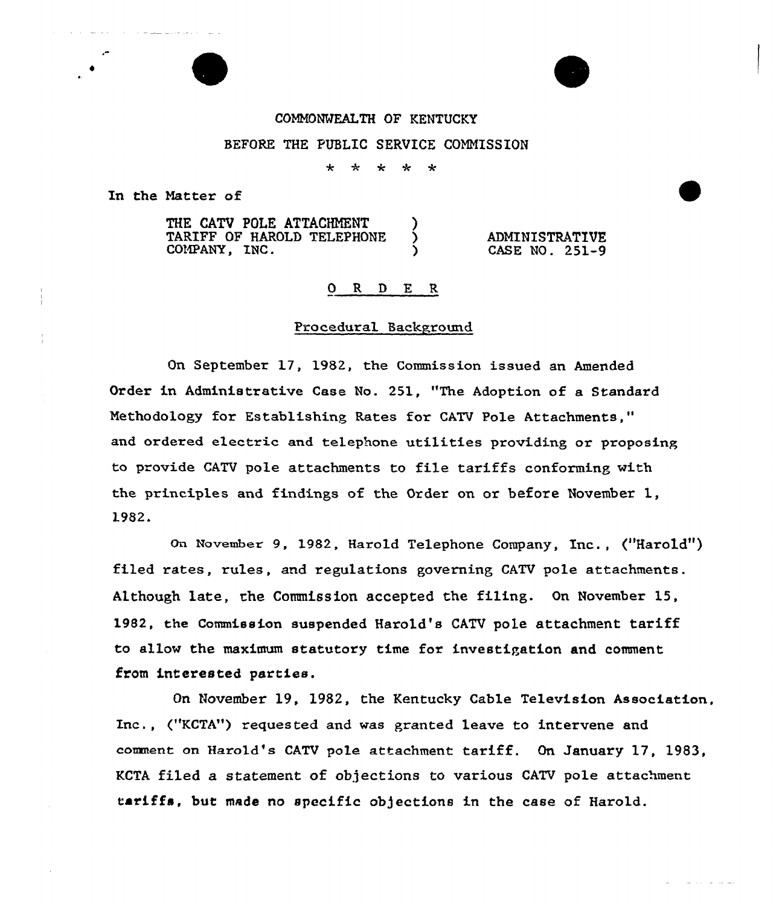COMMONWEALTH OF KENTUCKY

BEFORE THE PUBLIC SERVICE COMMISSION

\* \* \* \* \*

In the Matter of

| | | |
|---|---|---|
| THE CATV POLE ATTACHMENT TARIFF OF HAROLD TELEPHONE COMPANY, INC. | ) ) ) | ADMINISTRATIVE CASE NO. 251-9 |

## O R D E R

### Procedural Background

On September 17, 1982, the Commission issued an Amended Order in Administrative Case No. 251, "The Adoption of a Standard Methodology for Establishing Rates for CATV Pole Attachments," and ordered electric and telephone utilities providing or proposing to provide CATV pole attachments to file tariffs conforming with the principles and findings of the Order on or before November 1, 1982.

On November 9, 1982, Harold Telephone Company, Inc., ("Harold") filed rates, rules, and regulations governing CATV pole attachments. Although late, the Commission accepted the filing. On November 15, 1982, the Commission suspended Harold's CATV pole attachment tariff to allow the maximum statutory time for investigation and comment from interested parties.

On November 19, 1982, the Kentucky Cable Television Association, Inc., ("KCTA") requested and was granted leave to intervene and comment on Harold's CATV pole attachment tariff. On January 17, 1983, KCTA filed a statement of objections to various CATV pole attachment tariffs, but made no specific objections in the case of Harold.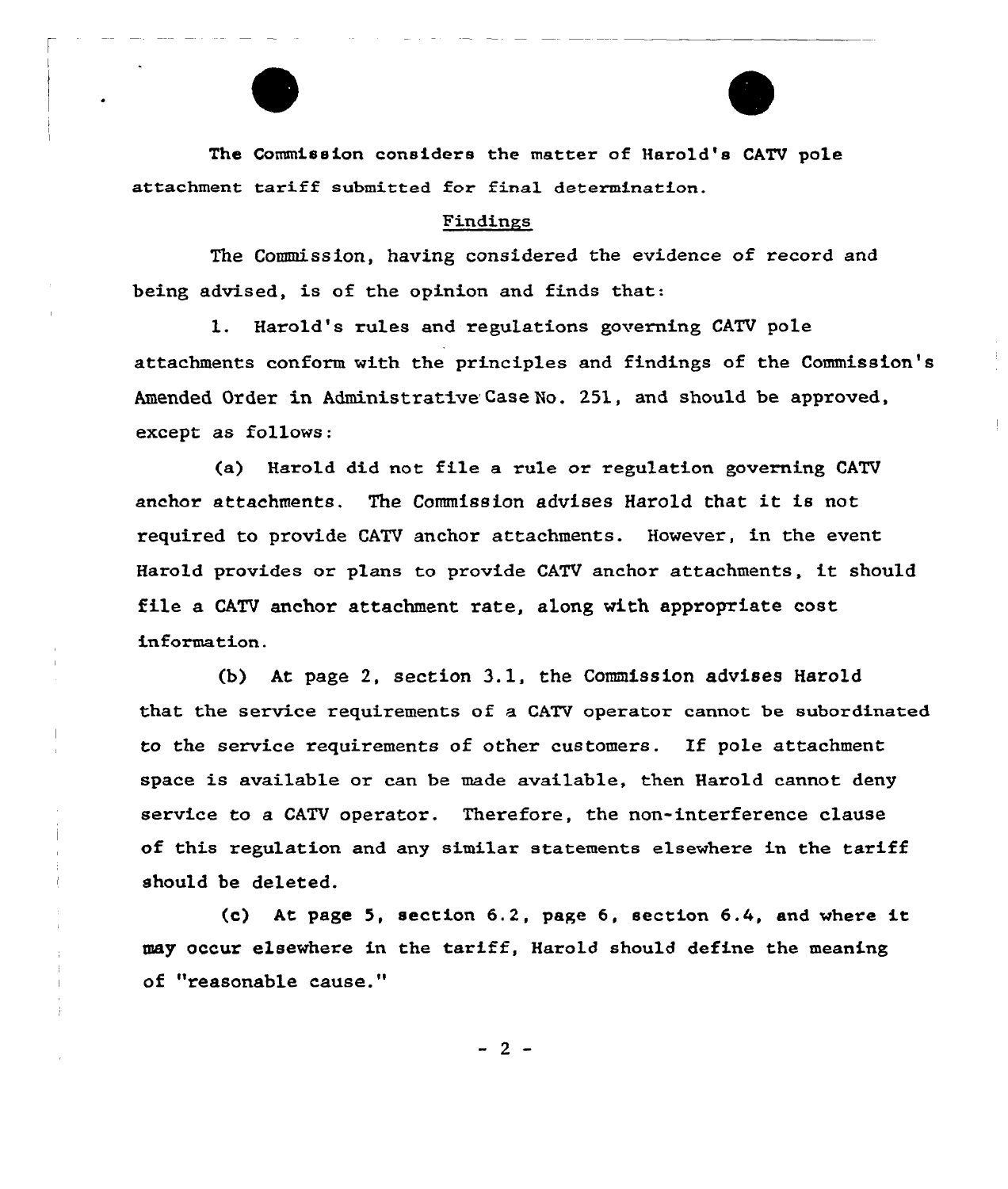The Commission considers the matter of Harold's CATV pole attachment tariff submitted for final determination.

## Findings

The Commission, having considered the evidence of record and being advised, is of the opinion and finds that:

1. Harold's rules and regulations governing CATV pole attachments conform with the principles and findings of the Commission's Amended Order in Administrative Case No. 251, and should be approved, except as follows:

(a) Harold did not file a rule or regulation governing CATV anchor attachments. The Commission advises Harold that it is not required to provide CATV anchor attachments. However, in the event Harold provides or plans to provide CATV anchor attachments, it should file a CATV anchor attachment rate, along with appropriate cost information.

(b) At page 2, section 3.1, the Commission advises Harold that the service requirements of a CATV operator cannot be subordinated to the service requirements of other customers. If pole attachment space is available or can be made available, then Harold cannot deny service to a CATV operator. Therefore, the non-interference clause of this regulation and any similar statements elsewhere in the tariff should be deleted.

(c) At page 5, section 6.2, page 6, section 6.4, and where it may occur elsewhere in the tariff, Harold should define the meaning of "reasonable cause."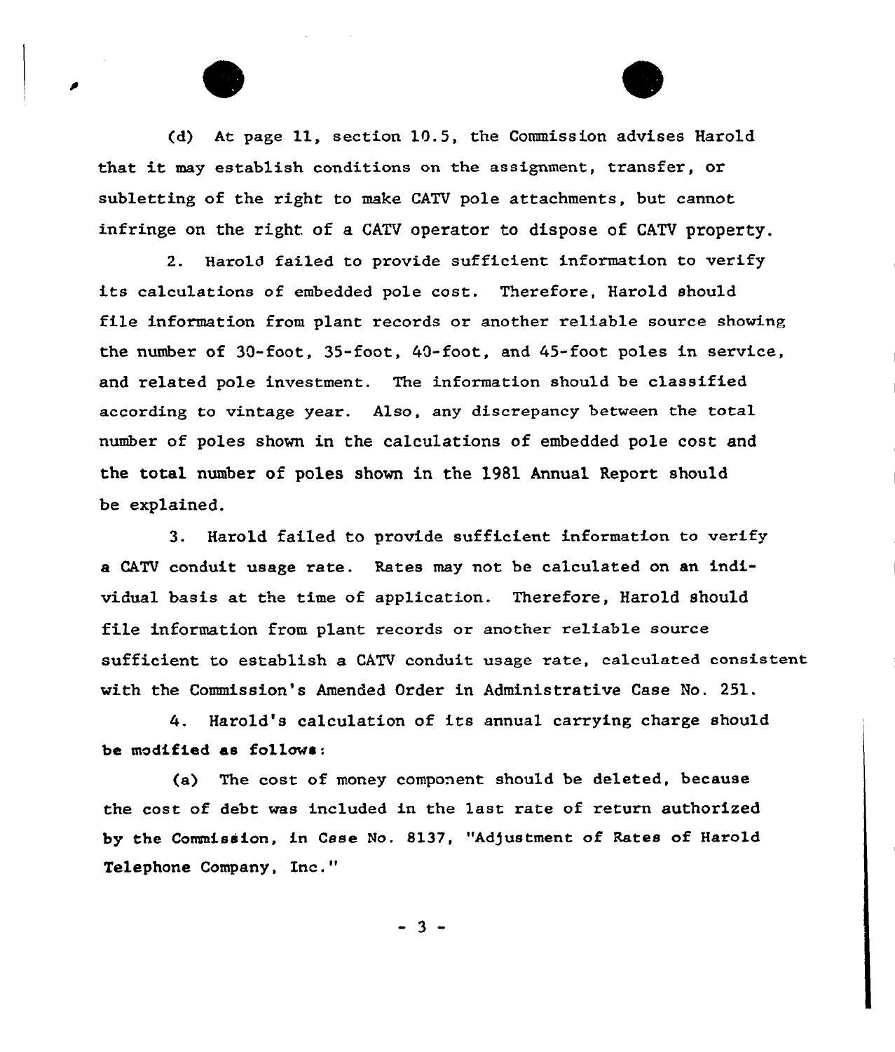(d) At page 11, section 10.5, the Commission advises Harold that it may establish conditions on the assignment, transfer, or subletting of the right to make CATV pole attachments, but cannot infringe on the right of a CATV operator to dispose of CATV property.

2. Harold failed to provide sufficient information to verify its calculations of embedded pole cost. Therefore, Harold should file information from plant records or another reliable source showing the number of 30-foot, 35-foot, 40-foot, and 45-foot poles in service, and related pole investment. The information should be classified according to vintage year. Also, any discrepancy between the total number of poles shown in the calculations of embedded pole cost and the total number of poles shown in the 1981 Annual Report should be explained.

3. Harold failed to provide sufficient information to verify a CATV conduit usage rate. Rates may not be calculated on an individual basis at the time of application. Therefore, Harold should file information from plant records or another reliable source sufficient to establish a CATV conduit usage rate, calculated consistent with the Commission's Amended Order in Administrative Case No. 251.

4. Harold's calculation of its annual carrying charge should be modified as follows:

(a) The cost of money component should be deleted, because the cost of debt was included in the last rate of return authorized by the Commission, in Case No. 8137, "Adjustment of Rates of Harold Telephone Company, Inc."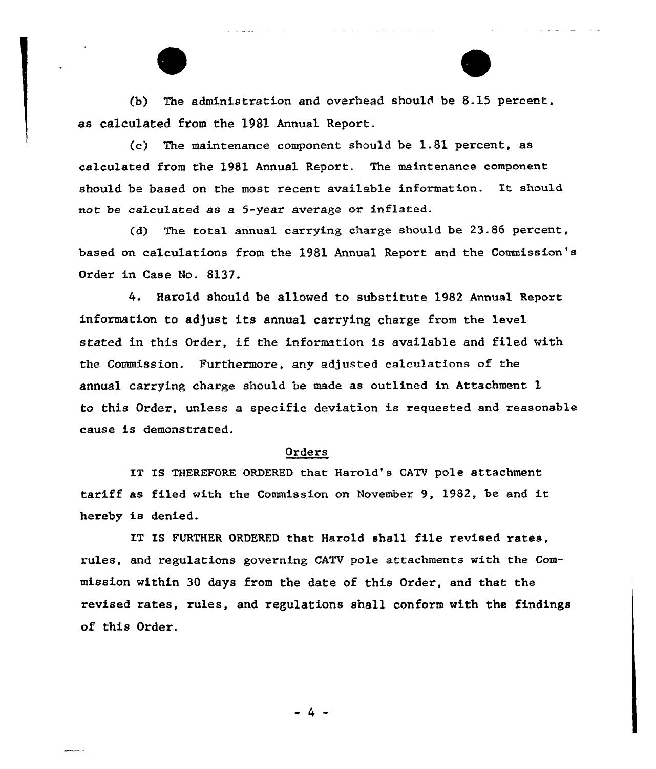(b) The administration and overhead should be 8.15 percent, as calculated from the 1981 Annual Report.

(c) The maintenance component should be 1.81 percent, as calculated from the 1981 Annual Report. The maintenance component should be based on the most recent available information. It should not be calculated as a 5-year average or inflated.

(d) The total annual carrying charge should be 23.86 percent, based on calculations from the 1981 Annual Report and the Commission's Order in Case No. 8137.

4. Harold should be allowed to substitute 1982 Annual Report information to adjust its annual carrying charge from the level stated in this Order, if the information is available and filed with the Commission. Furthermore, any adjusted calculations of the annual carrying charge should be made as outlined in Attachment 1 to this Order, unless a specific deviation is requested and reasonable cause is demonstrated.

## Orders

IT IS THEREFORE ORDERED that Harold's CATV pole attachment tariff as filed with the Commission on November 9, 1982, be and it hereby is denied.

IT IS FURTHER ORDERED that Harold shall file revised rates, rules, and regulations governing CATV pole attachments with the Commission within 30 days from the date of this Order, and that the revised rates, rules, and regulations shall conform with the findings of this Order.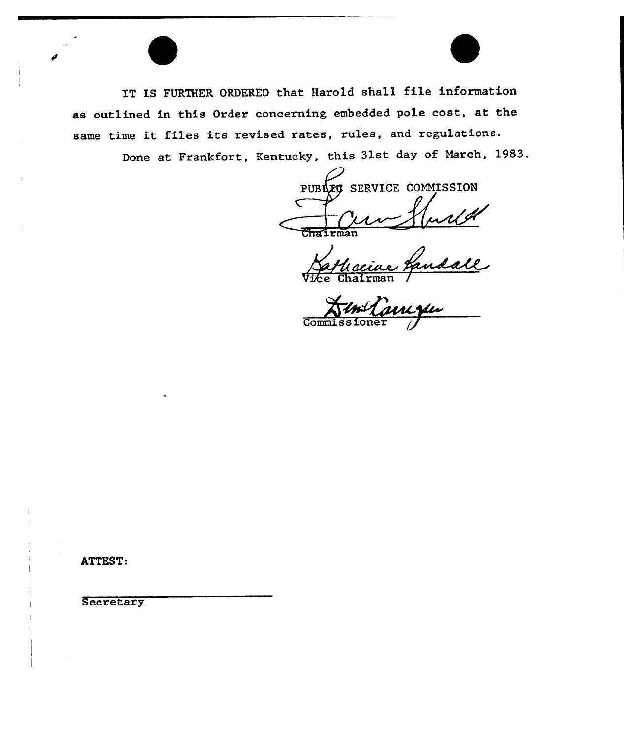IT IS FURTHER ORDERED that Harold shall file information as outlined in this Order concerning embedded pole cost, at the same time it files its revised rates, rules, and regulations.

Done at Frankfort, Kentucky, this 31st day of March, 1983.

PUBLIC SERVICE COMMISSION

Chairman

Vice Chairman

Commissioner

ATTEST:

Secretary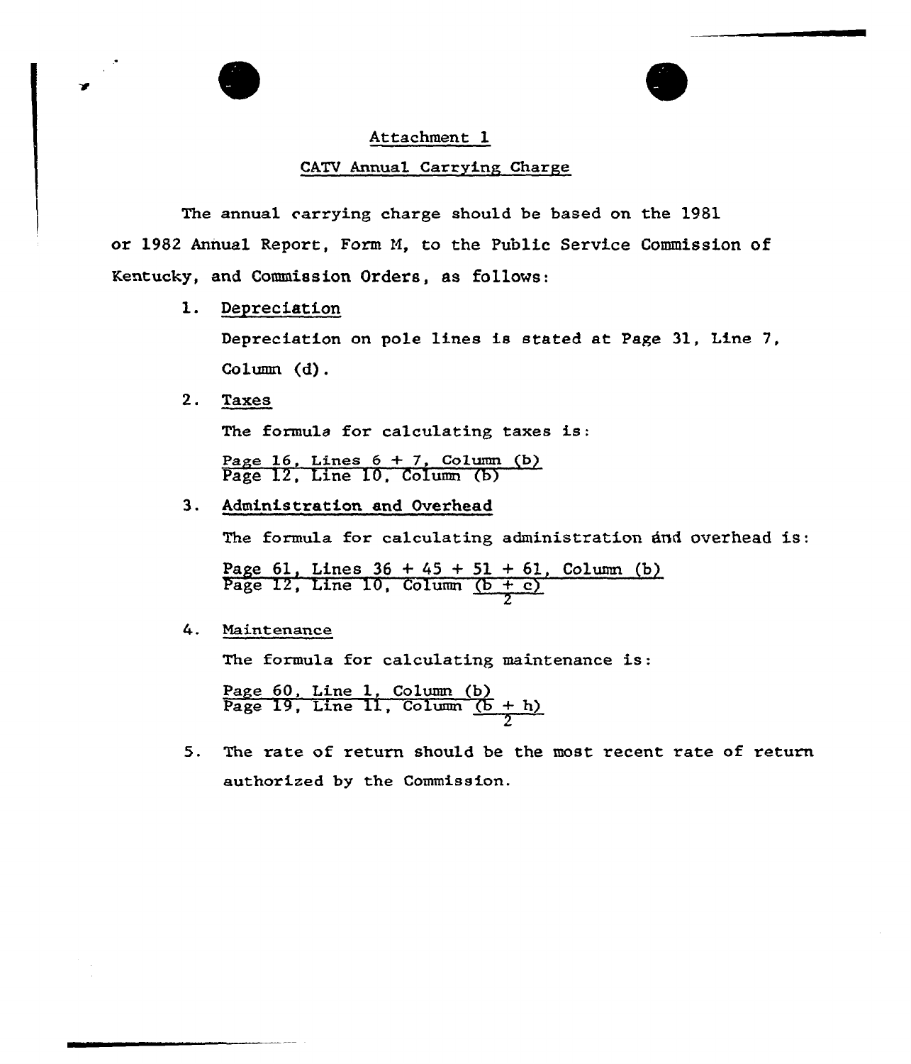# Attachment 1

## CATV Annual Carrying Charge

The annual carrying charge should be based on the 1981 or 1982 Annual Report, Form M, to the Public Service Commission of Kentucky, and Commission Orders, as follows:

1. Depreciation

   Depreciation on pole lines is stated at Page 31, Line 7, Column (d).

2. Taxes

   The formula for calculating taxes is:

   $$\frac{\text{Page 16, Lines 6 + 7, Column (b)}}{\text{Page 12, Line 10, Column (b)}}$$

3. Administration and Overhead

   The formula for calculating administration and overhead is:

   $$\frac{\text{Page 61, Lines 36 + 45 + 51 + 61, Column (b)}}{\text{Page 12, Line 10, Column } \frac{(b + c)}{2}}$$

4. Maintenance

   The formula for calculating maintenance is:

   $$\frac{\text{Page 60, Line 1, Column (b)}}{\text{Page 19, Line 11, Column } \frac{(b + h)}{2}}$$

5. The rate of return should be the most recent rate of return authorized by the Commission.